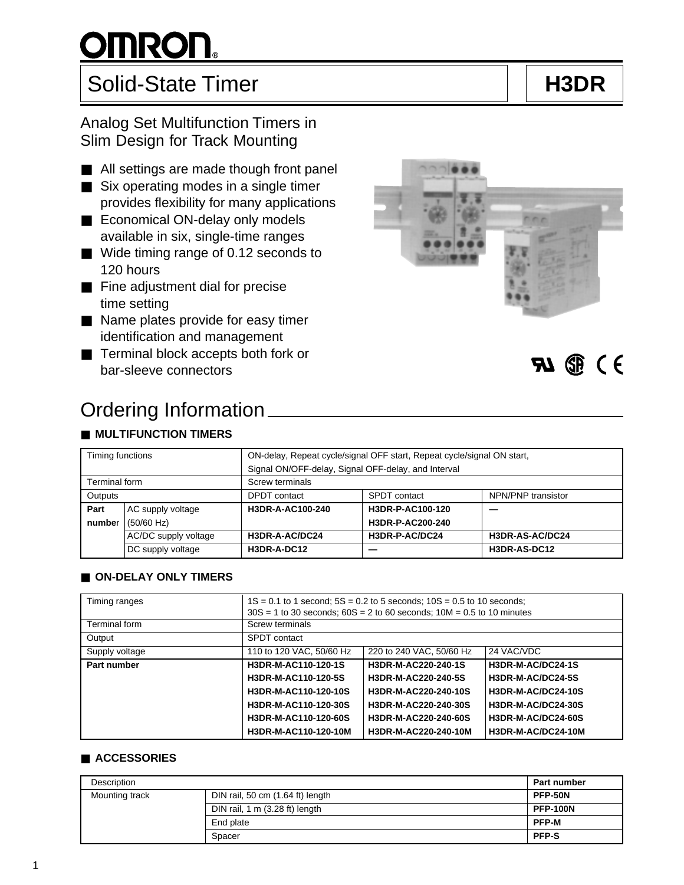# OMRON

## Solid-State Timer — H3DR

Analog Set Multifunction Timers in Slim Design for Track Mounting

- All settings are made though front panel
- Six operating modes in a single timer provides flexibility for many applications
- Economical ON-delay only models available in six, single-time ranges
- Wide timing range of 0.12 seconds to 120 hours
- Fine adjustment dial for precise time setting
- Name plates provide for easy timer identification and management
- Terminal block accepts both fork or bar-sleeve connectors

## Ordering Information

### ■ MULTIFUNCTION TIMERS

| Timing functions | | ON-delay, Repeat cycle/signal OFF start, Repeat cycle/signal ON start, Signal ON/OFF-delay, Signal OFF-delay, and Interval | | |
|---|---|---|---|---|
| Terminal form | | Screw terminals | | |
| Outputs | | DPDT contact | SPDT contact | NPN/PNP transistor |
| **Part number** | AC supply voltage (50/60 Hz) | **H3DR-A-AC100-240** | **H3DR-P-AC100-120**<br>**H3DR-P-AC200-240** | **—** |
| | AC/DC supply voltage | **H3DR-A-AC/DC24** | **H3DR-P-AC/DC24** | **H3DR-AS-AC/DC24** |
| | DC supply voltage | **H3DR-A-DC12** | **—** | **H3DR-AS-DC12** |

### ■ ON-DELAY ONLY TIMERS

| Timing ranges | 1S = 0.1 to 1 second; 5S = 0.2 to 5 seconds; 10S = 0.5 to 10 seconds; 30S = 1 to 30 seconds; 60S = 2 to 60 seconds; 10M = 0.5 to 10 minutes | | |
|---|---|---|---|
| Terminal form | Screw terminals | | |
| Output | SPDT contact | | |
| Supply voltage | 110 to 120 VAC, 50/60 Hz | 220 to 240 VAC, 50/60 Hz | 24 VAC/VDC |
| **Part number** | **H3DR-M-AC110-120-1S** | **H3DR-M-AC220-240-1S** | **H3DR-M-AC/DC24-1S** |
| | **H3DR-M-AC110-120-5S** | **H3DR-M-AC220-240-5S** | **H3DR-M-AC/DC24-5S** |
| | **H3DR-M-AC110-120-10S** | **H3DR-M-AC220-240-10S** | **H3DR-M-AC/DC24-10S** |
| | **H3DR-M-AC110-120-30S** | **H3DR-M-AC220-240-30S** | **H3DR-M-AC/DC24-30S** |
| | **H3DR-M-AC110-120-60S** | **H3DR-M-AC220-240-60S** | **H3DR-M-AC/DC24-60S** |
| | **H3DR-M-AC110-120-10M** | **H3DR-M-AC220-240-10M** | **H3DR-M-AC/DC24-10M** |

### ■ ACCESSORIES

| Description | | Part number |
|---|---|---|
| Mounting track | DIN rail, 50 cm (1.64 ft) length | **PFP-50N** |
| | DIN rail, 1 m (3.28 ft) length | **PFP-100N** |
| | End plate | **PFP-M** |
| | Spacer | **PFP-S** |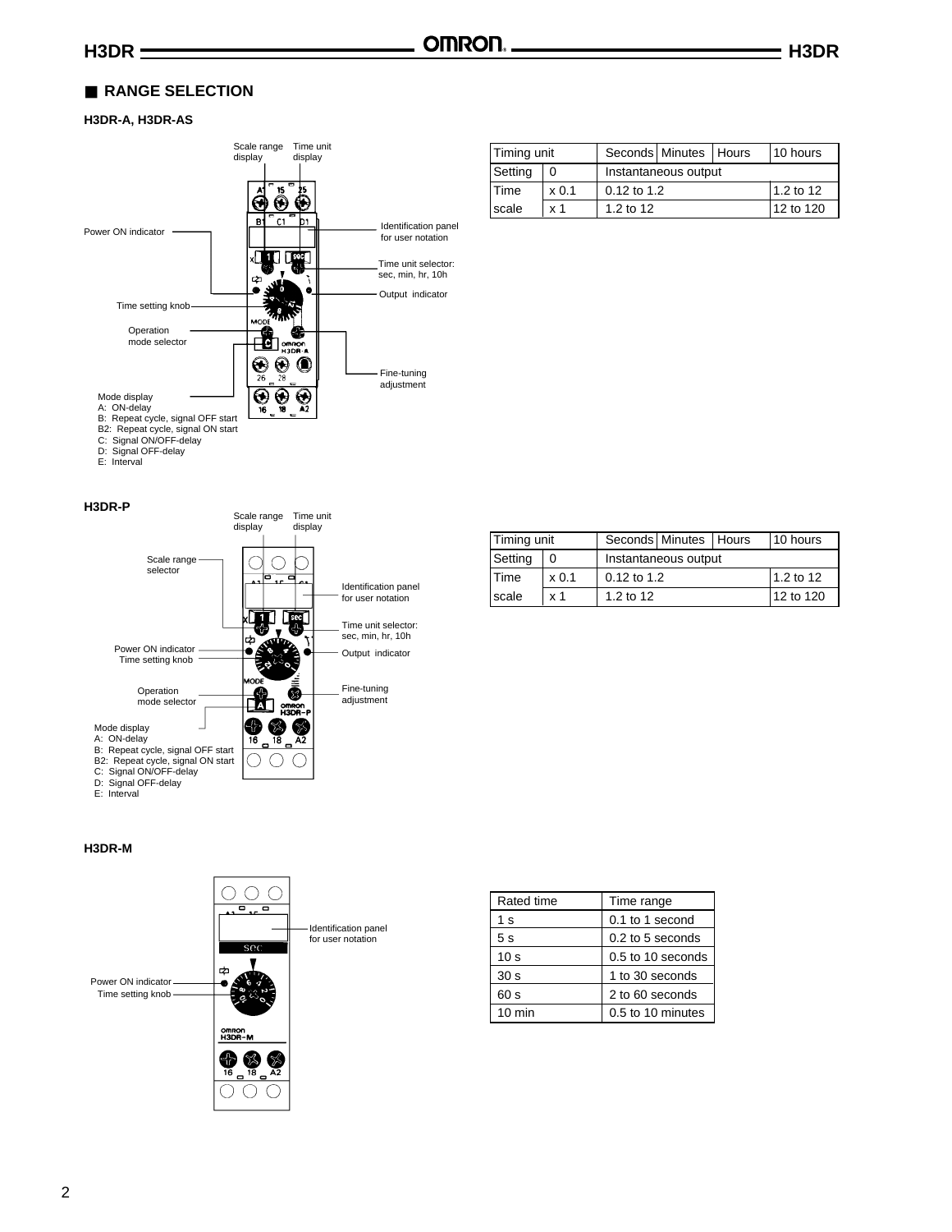## RANGE SELECTION

### H3DR-A, H3DR-AS

Scale range display

Time unit display

Power ON indicator

Identification panel for user notation

Time unit selector: sec, min, hr, 10h

Output indicator

Time setting knob

Operation mode selector

Fine-tuning adjustment

Mode display
A: ON-delay
B: Repeat cycle, signal OFF start
B2: Repeat cycle, signal ON start
C: Signal ON/OFF-delay
D: Signal OFF-delay
E: Interval

| Timing unit | | Seconds | Minutes | Hours | 10 hours |
|---|---|---|---|---|---|
| Setting | 0 | Instantaneous output | | | |
| Time scale | x 0.1 | 0.12 to 1.2 | | | 1.2 to 12 |
| | x 1 | 1.2 to 12 | | | 12 to 120 |

### H3DR-P

Scale range display

Time unit display

Scale range selector

Identification panel for user notation

Time unit selector: sec, min, hr, 10h

Power ON indicator

Time setting knob

Output indicator

Operation mode selector

Fine-tuning adjustment

Mode display
A: ON-delay
B: Repeat cycle, signal OFF start
B2: Repeat cycle, signal ON start
C: Signal ON/OFF-delay
D: Signal OFF-delay
E: Interval

| Timing unit | | Seconds | Minutes | Hours | 10 hours |
|---|---|---|---|---|---|
| Setting | 0 | Instantaneous output | | | |
| Time scale | x 0.1 | 0.12 to 1.2 | | | 1.2 to 12 |
| | x 1 | 1.2 to 12 | | | 12 to 120 |

### H3DR-M

Identification panel for user notation

Power ON indicator

Time setting knob

| Rated time | Time range |
|---|---|
| 1 s | 0.1 to 1 second |
| 5 s | 0.2 to 5 seconds |
| 10 s | 0.5 to 10 seconds |
| 30 s | 1 to 30 seconds |
| 60 s | 2 to 60 seconds |
| 10 min | 0.5 to 10 minutes |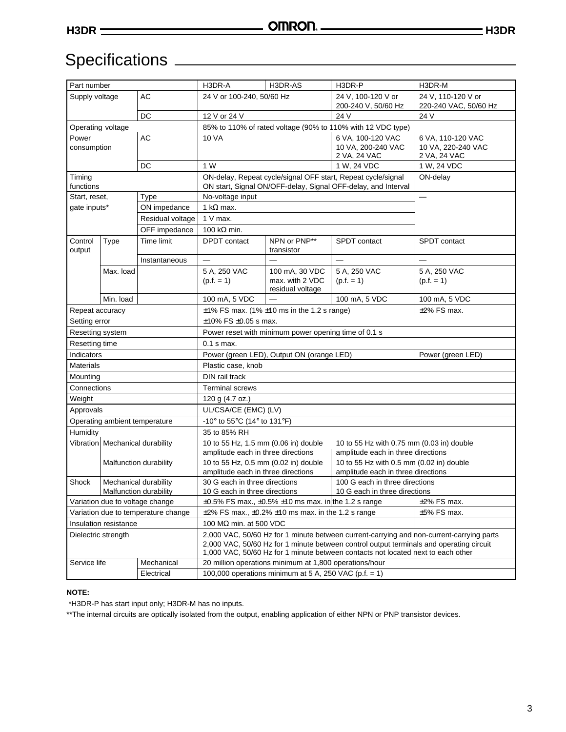# Specifications

| Part number | | | H3DR-A | H3DR-AS | H3DR-P | H3DR-M |
|---|---|---|---|---|---|---|
| Supply voltage | | AC | 24 V or 100-240, 50/60 Hz | | 24 V, 100-120 V or 200-240 V, 50/60 Hz | 24 V, 110-120 V or 220-240 VAC, 50/60 Hz |
| | | DC | 12 V or 24 V | | 24 V | 24 V |
| Operating voltage | | | 85% to 110% of rated voltage (90% to 110% with 12 VDC type) | | | |
| Power consumption | | AC | 10 VA | | 6 VA, 100-120 VAC<br>10 VA, 200-240 VAC<br>2 VA, 24 VAC | 6 VA, 110-120 VAC<br>10 VA, 220-240 VAC<br>2 VA, 24 VAC |
| | | DC | 1 W | | 1 W, 24 VDC | 1 W, 24 VDC |
| Timing functions | | | ON-delay, Repeat cycle/signal OFF start, Repeat cycle/signal ON start, Signal ON/OFF-delay, Signal OFF-delay, and Interval | | | ON-delay |
| Start, reset, gate inputs* | | Type | No-voltage input | | | — |
| | | ON impedance | 1 kΩ max. | | | |
| | | Residual voltage | 1 V max. | | | |
| | | OFF impedance | 100 kΩ min. | | | |
| Control output | Type | Time limit | DPDT contact | NPN or PNP** transistor | SPDT contact | SPDT contact |
| | | Instantaneous | — | — | — | — |
| | Max. load | | 5 A, 250 VAC (p.f. = 1) | 100 mA, 30 VDC max. with 2 VDC residual voltage | 5 A, 250 VAC (p.f. = 1) | 5 A, 250 VAC (p.f. = 1) |
| | Min. load | | 100 mA, 5 VDC | — | 100 mA, 5 VDC | 100 mA, 5 VDC |
| Repeat accuracy | | | ±1% FS max. (1% ±10 ms in the 1.2 s range) | | | ±2% FS max. |
| Setting error | | | ±10% FS ±0.05 s max. | | | |
| Resetting system | | | Power reset with minimum power opening time of 0.1 s | | | |
| Resetting time | | | 0.1 s max. | | | |
| Indicators | | | Power (green LED), Output ON (orange LED) | | | Power (green LED) |
| Materials | | | Plastic case, knob | | | |
| Mounting | | | DIN rail track | | | |
| Connections | | | Terminal screws | | | |
| Weight | | | 120 g (4.7 oz.) | | | |
| Approvals | | | UL/CSA/CE (EMC) (LV) | | | |
| Operating ambient temperature | | | -10° to 55°C (14° to 131°F) | | | |
| Humidity | | | 35 to 85% RH | | | |
| Vibration | Mechanical durability | | 10 to 55 Hz, 1.5 mm (0.06 in) double amplitude each in three directions | | 10 to 55 Hz with 0.75 mm (0.03 in) double amplitude each in three directions | |
| | Malfunction durability | | 10 to 55 Hz, 0.5 mm (0.02 in) double amplitude each in three directions | | 10 to 55 Hz with 0.5 mm (0.02 in) double amplitude each in three directions | |
| Shock | Mechanical durability<br>Malfunction durability | | 30 G each in three directions<br>10 G each in three directions | | 100 G each in three directions<br>10 G each in three directions | |
| Variation due to voltage change | | | ±0.5% FS max., ±0.5% ±10 ms max. in the 1.2 s range | | | ±2% FS max. |
| Variation due to temperature change | | | ±2% FS max., ±0.2% ±10 ms max. in the 1.2 s range | | | ±5% FS max. |
| Insulation resistance | | | 100 MΩ min. at 500 VDC | | | |
| Dielectric strength | | | 2,000 VAC, 50/60 Hz for 1 minute between current-carrying and non-current-carrying parts<br>2,000 VAC, 50/60 Hz for 1 minute between control output terminals and operating circuit<br>1,000 VAC, 50/60 Hz for 1 minute between contacts not located next to each other | | | |
| Service life | | Mechanical | 20 million operations minimum at 1,800 operations/hour | | | |
| | | Electrical | 100,000 operations minimum at 5 A, 250 VAC (p.f. = 1) | | | |

**NOTE:**

*H3DR-P has start input only; H3DR-M has no inputs.

**The internal circuits are optically isolated from the output, enabling application of either NPN or PNP transistor devices.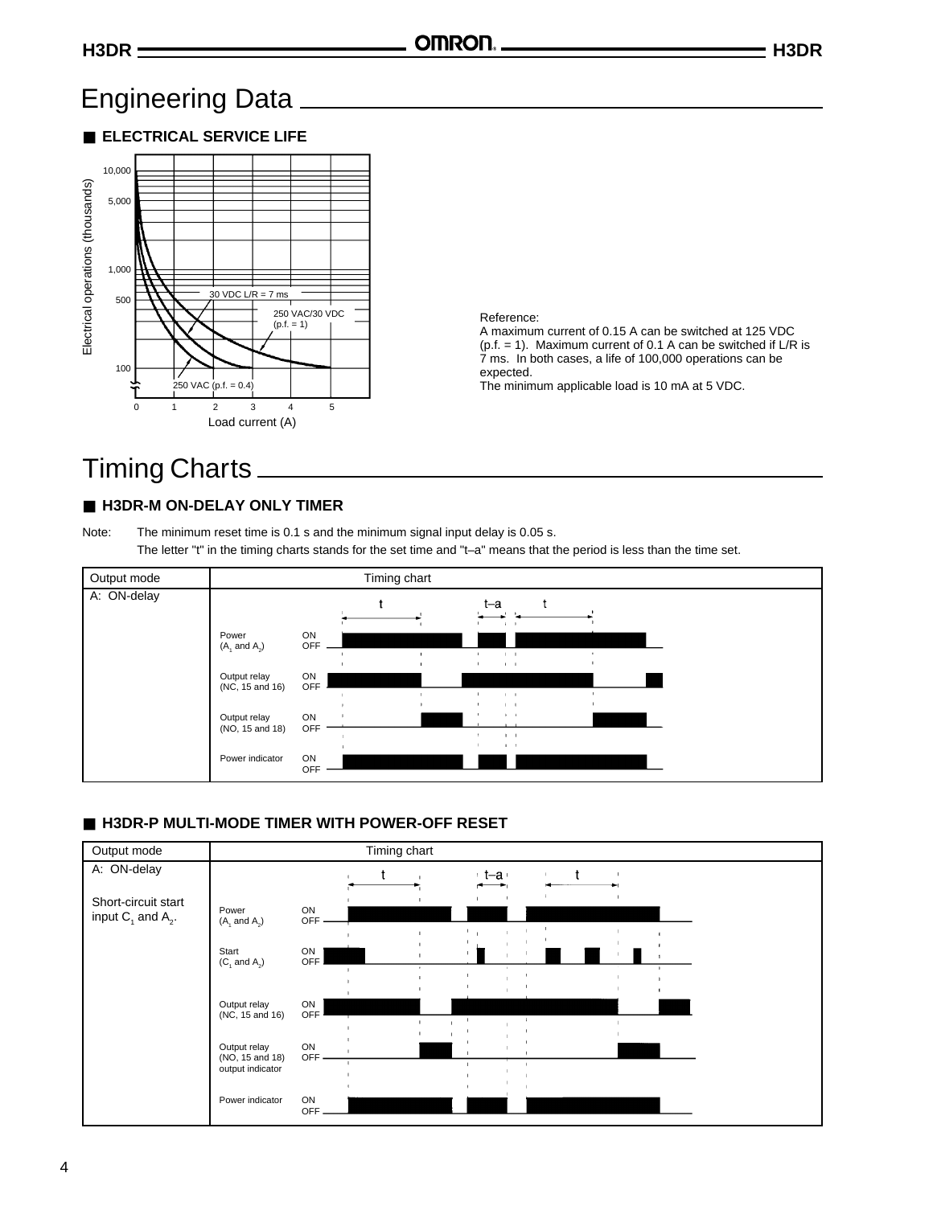# Engineering Data

## ■ ELECTRICAL SERVICE LIFE

Electrical operations (thousands): 10,000; 5,000; 1,000; 500; 100

Load current (A): 0, 1, 2, 3, 4, 5

30 VDC L/R = 7 ms

250 VAC/30 VDC (p.f. = 1)

250 VAC (p.f. = 0.4)

Reference:
A maximum current of 0.15 A can be switched at 125 VDC (p.f. = 1). Maximum current of 0.1 A can be switched if L/R is 7 ms. In both cases, a life of 100,000 operations can be expected.
The minimum applicable load is 10 mA at 5 VDC.

# Timing Charts

## ■ H3DR-M ON-DELAY ONLY TIMER

Note: The minimum reset time is 0.1 s and the minimum signal input delay is 0.05 s.
The letter "t" in the timing charts stands for the set time and "t–a" means that the period is less than the time set.

| Output mode | Timing chart |
|---|---|
| A: ON-delay | t, t–a, t<br>Power ($A_1$ and $A_2$) ON/OFF<br>Output relay (NC, 15 and 16) ON/OFF<br>Output relay (NO, 15 and 18) ON/OFF<br>Power indicator ON/OFF |

## ■ H3DR-P MULTI-MODE TIMER WITH POWER-OFF RESET

| Output mode | Timing chart |
|---|---|
| A: ON-delay<br><br>Short-circuit start input $C_1$ and $A_2$. | t, t–a, t<br>Power ($A_1$ and $A_2$) ON/OFF<br>Start ($C_1$ and $A_2$) ON/OFF<br>Output relay (NC, 15 and 16) ON/OFF<br>Output relay (NO, 15 and 18) output indicator ON/OFF<br>Power indicator ON/OFF |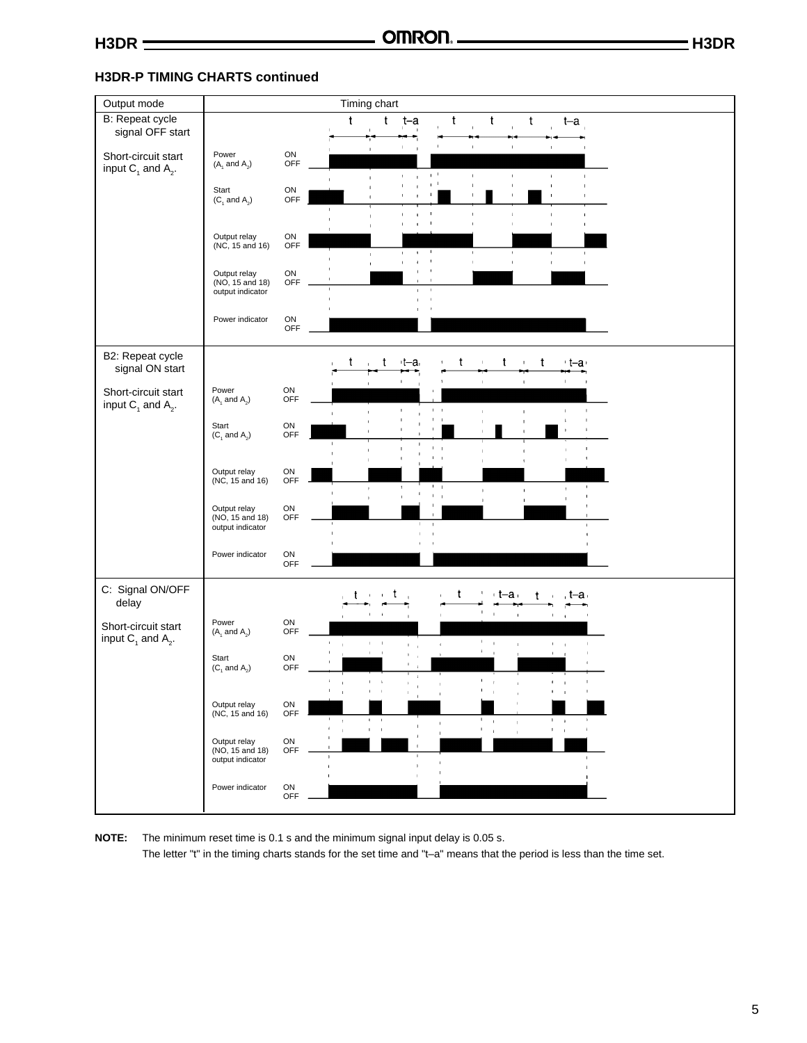## H3DR-P TIMING CHARTS continued

| Output mode | Timing chart |
|---|---|
| B: Repeat cycle signal OFF start<br><br>Short-circuit start input $C_1$ and $A_2$. | Power ($A_1$ and $A_2$) ON/OFF<br>Start ($C_1$ and $A_2$) ON/OFF<br>Output relay (NC, 15 and 16) ON/OFF<br>Output relay (NO, 15 and 18) output indicator ON/OFF<br>Power indicator ON/OFF<br>(t, t, t–a, t, t, t, t–a) |
| B2: Repeat cycle signal ON start<br><br>Short-circuit start input $C_1$ and $A_2$. | Power ($A_1$ and $A_2$) ON/OFF<br>Start ($C_1$ and $A_2$) ON/OFF<br>Output relay (NC, 15 and 16) ON/OFF<br>Output relay (NO, 15 and 18) output indicator ON/OFF<br>Power indicator ON/OFF<br>(t, t, t–a, t, t, t, t–a) |
| C: Signal ON/OFF delay<br><br>Short-circuit start input $C_1$ and $A_2$. | Power ($A_1$ and $A_2$) ON/OFF<br>Start ($C_1$ and $A_2$) ON/OFF<br>Output relay (NC, 15 and 16) ON/OFF<br>Output relay (NO, 15 and 18) output indicator ON/OFF<br>Power indicator ON/OFF<br>(t, t, t, t–a, t, t–a) |

**NOTE:** The minimum reset time is 0.1 s and the minimum signal input delay is 0.05 s.
The letter "t" in the timing charts stands for the set time and "t–a" means that the period is less than the time set.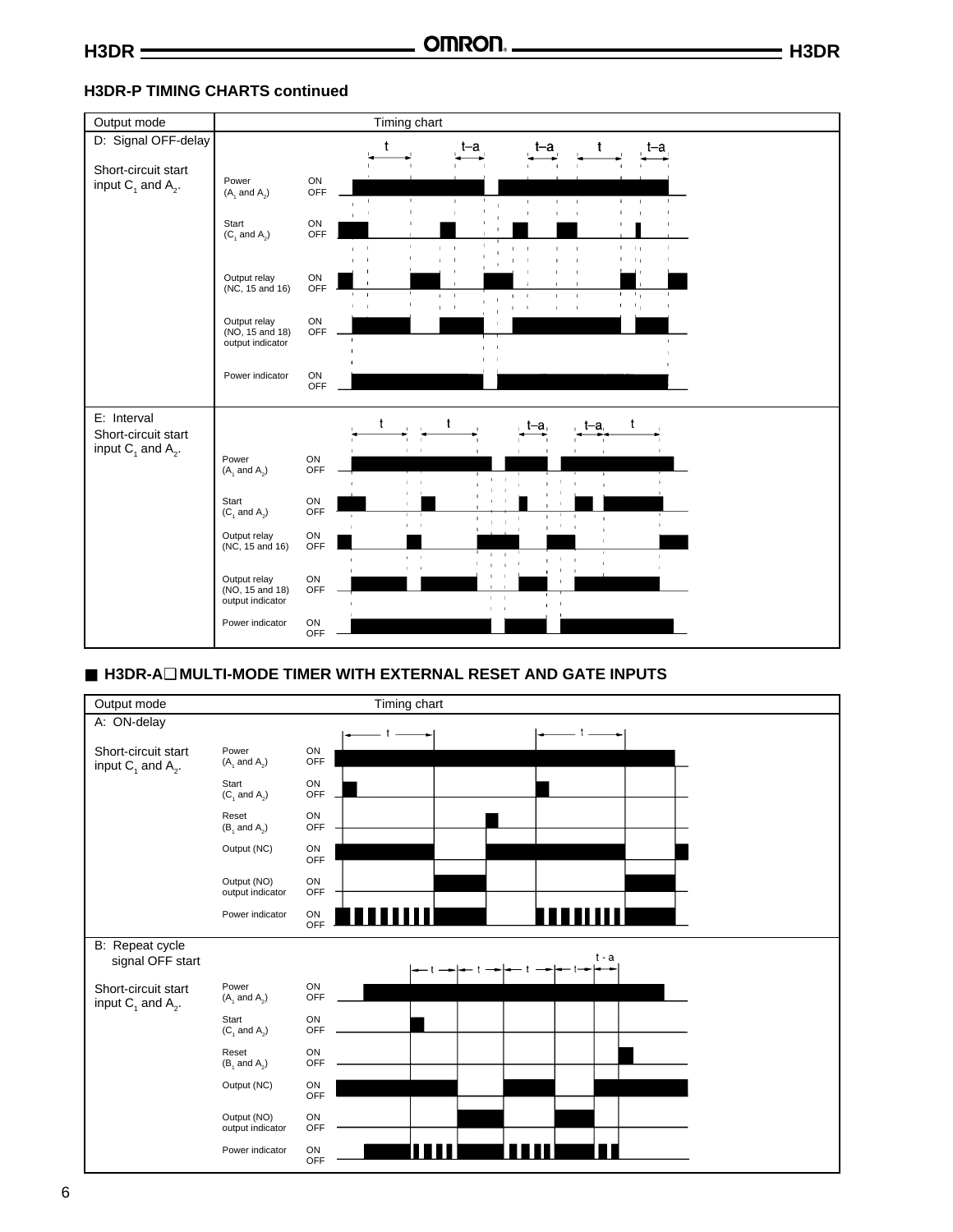## H3DR-P TIMING CHARTS continued

| Output mode | Timing chart |
|---|---|
| D: Signal OFF-delay<br><br>Short-circuit start input $C_1$ and $A_2$. | t, t–a, t–a, t, t–a<br>Power ($A_1$ and $A_2$) ON/OFF<br>Start ($C_1$ and $A_2$) ON/OFF<br>Output relay (NC, 15 and 16) ON/OFF<br>Output relay (NO, 15 and 18) output indicator ON/OFF<br>Power indicator ON/OFF |
| E: Interval<br>Short-circuit start input $C_1$ and $A_2$. | t, t, t–a, t–a, t<br>Power ($A_1$ and $A_2$) ON/OFF<br>Start ($C_1$ and $A_2$) ON/OFF<br>Output relay (NC, 15 and 16) ON/OFF<br>Output relay (NO, 15 and 18) output indicator ON/OFF<br>Power indicator ON/OFF |

## ■ H3DR-A❑ MULTI-MODE TIMER WITH EXTERNAL RESET AND GATE INPUTS

| Output mode | Timing chart |
|---|---|
| A: ON-delay<br><br>Short-circuit start input $C_1$ and $A_2$. | t, t<br>Power ($A_1$ and $A_2$) ON/OFF<br>Start ($C_1$ and $A_2$) ON/OFF<br>Reset ($B_1$ and $A_2$) ON/OFF<br>Output (NC) ON/OFF<br>Output (NO) output indicator ON/OFF<br>Power indicator ON/OFF |
| B: Repeat cycle signal OFF start<br><br>Short-circuit start input $C_1$ and $A_2$. | t, t, t, t, t - a<br>Power ($A_1$ and $A_2$) ON/OFF<br>Start ($C_1$ and $A_2$) ON/OFF<br>Reset ($B_1$ and $A_2$) ON/OFF<br>Output (NC) ON/OFF<br>Output (NO) output indicator ON/OFF<br>Power indicator ON/OFF |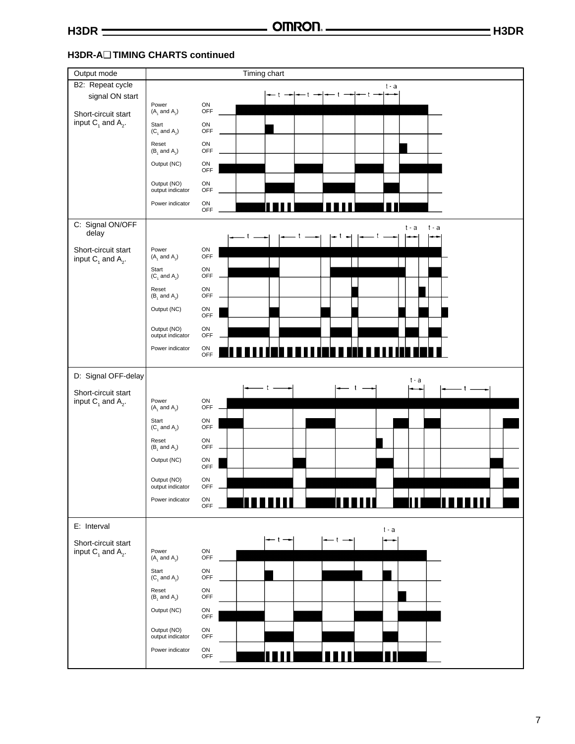## H3DR-A❑ TIMING CHARTS continued

| Output mode | Timing chart |
| --- | --- |
| B2: Repeat cycle signal ON start<br><br>Short-circuit start input $C_1$ and $A_2$. | t, t, t, t, t - a<br>Power ($A_1$ and $A_2$) ON OFF<br>Start ($C_1$ and $A_2$) ON OFF<br>Reset ($B_1$ and $A_2$) ON OFF<br>Output (NC) ON OFF<br>Output (NO) output indicator ON OFF<br>Power indicator ON OFF |
| C: Signal ON/OFF delay<br><br>Short-circuit start input $C_1$ and $A_2$. | t, t, t, t, t - a, t - a<br>Power ($A_1$ and $A_2$) ON OFF<br>Start ($C_1$ and $A_2$) ON OFF<br>Reset ($B_1$ and $A_2$) ON OFF<br>Output (NC) ON OFF<br>Output (NO) output indicator ON OFF<br>Power indicator ON OFF |
| D: Signal OFF-delay<br><br>Short-circuit start input $C_1$ and $A_2$. | t, t, t - a, t<br>Power ($A_1$ and $A_2$) ON OFF<br>Start ($C_1$ and $A_2$) ON OFF<br>Reset ($B_1$ and $A_2$) ON OFF<br>Output (NC) ON OFF<br>Output (NO) output indicator ON OFF<br>Power indicator ON OFF |
| E: Interval<br><br>Short-circuit start input $C_1$ and $A_2$. | t, t, t - a<br>Power ($A_1$ and $A_2$) ON OFF<br>Start ($C_1$ and $A_2$) ON OFF<br>Reset ($B_1$ and $A_2$) ON OFF<br>Output (NC) ON OFF<br>Output (NO) output indicator ON OFF<br>Power indicator ON OFF |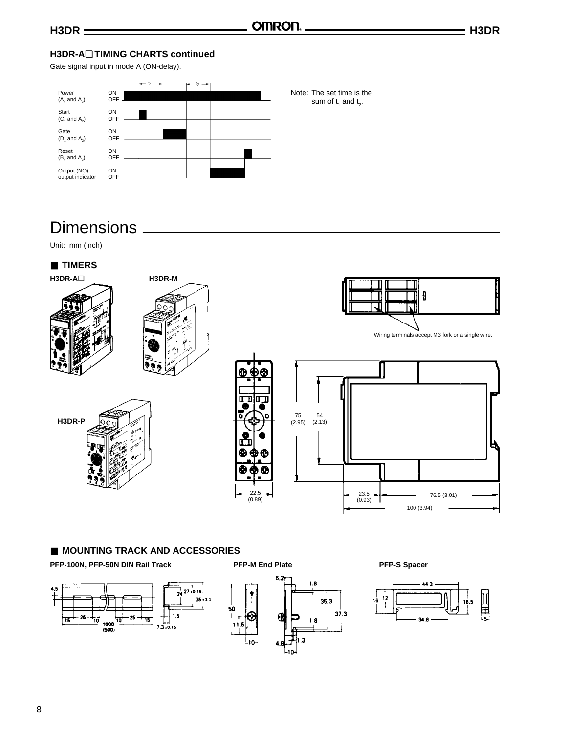### H3DR-A☐ TIMING CHARTS continued

Gate signal input in mode A (ON-delay).

Power ($A_1$ and $A_2$) ON OFF

Start ($C_1$ and $A_2$) ON OFF

Gate ($D_1$ and $A_2$) ON OFF

Reset ($B_1$ and $A_2$) ON OFF

Output (NO) output indicator ON OFF

$t_1$ $t_2$

Note: The set time is the sum of $t_1$ and $t_2$.

# Dimensions

Unit: mm (inch)

## ■ TIMERS

**H3DR-A☐**

**H3DR-M**

**H3DR-P**

Wiring terminals accept M3 fork or a single wire.

75 (2.95)

54 (2.13)

22.5 (0.89)

23.5 (0.93)

76.5 (3.01)

100 (3.94)

## ■ MOUNTING TRACK AND ACCESSORIES

**PFP-100N, PFP-50N DIN Rail Track**

4.5, 15, 25, 10, 25, 15, 1000 (500), 27 ±0.15, 24, 35 ±0.3, 1.5, 7.3 ±0.15

**PFP-M End Plate**

6.2, 1.8, 50, 35.3, 37.3, 11.5, 1.8, 4.8, 1.3, 10, 10

**PFP-S Spacer**

44.3, 16, 12, 16.5, 34.8, 5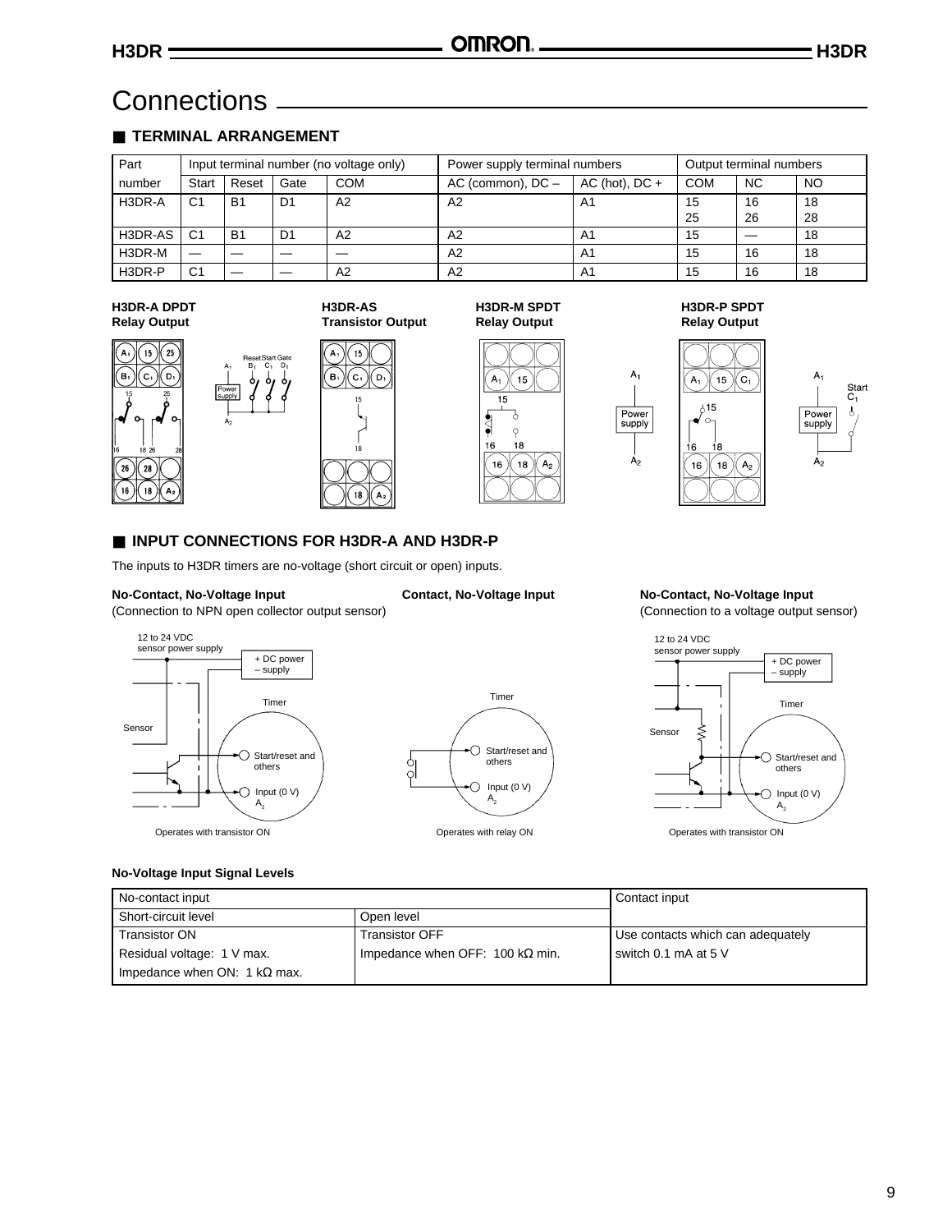# Connections

## TERMINAL ARRANGEMENT

| Part number | Input terminal number (no voltage only) | | | | Power supply terminal numbers | | Output terminal numbers | | |
|---|---|---|---|---|---|---|---|---|---|
| | Start | Reset | Gate | COM | AC (common), DC – | AC (hot), DC + | COM | NC | NO |
| H3DR-A | C1 | B1 | D1 | A2 | A2 | A1 | 15<br>25 | 16<br>26 | 18<br>28 |
| H3DR-AS | C1 | B1 | D1 | A2 | A2 | A1 | 15 | — | 18 |
| H3DR-M | — | — | — | — | A2 | A1 | 15 | 16 | 18 |
| H3DR-P | C1 | — | — | A2 | A2 | A1 | 15 | 16 | 18 |

**H3DR-A DPDT Relay Output**

**H3DR-AS Transistor Output**

**H3DR-M SPDT Relay Output**

**H3DR-P SPDT Relay Output**

## INPUT CONNECTIONS FOR H3DR-A AND H3DR-P

The inputs to H3DR timers are no-voltage (short circuit or open) inputs.

**No-Contact, No-Voltage Input**
(Connection to NPN open collector output sensor)

Operates with transistor ON

**Contact, No-Voltage Input**

Operates with relay ON

**No-Contact, No-Voltage Input**
(Connection to a voltage output sensor)

Operates with transistor ON

**No-Voltage Input Signal Levels**

| No-contact input | | Contact input |
|---|---|---|
| Short-circuit level | Open level | |
| Transistor ON<br>Residual voltage: 1 V max.<br>Impedance when ON: 1 kΩ max. | Transistor OFF<br>Impedance when OFF: 100 kΩ min. | Use contacts which can adequately switch 0.1 mA at 5 V |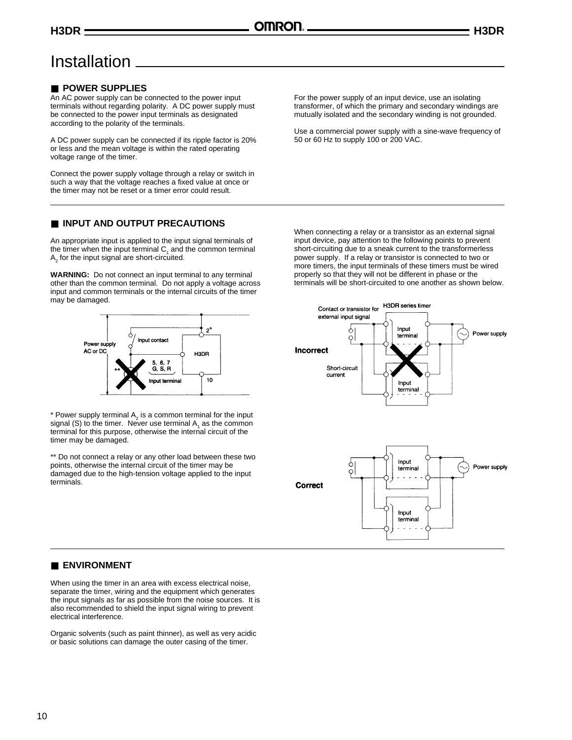# Installation

## ■ POWER SUPPLIES

An AC power supply can be connected to the power input terminals without regarding polarity. A DC power supply must be connected to the power input terminals as designated according to the polarity of the terminals.

A DC power supply can be connected if its ripple factor is 20% or less and the mean voltage is within the rated operating voltage range of the timer.

Connect the power supply voltage through a relay or switch in such a way that the voltage reaches a fixed value at once or the timer may not be reset or a timer error could result.

For the power supply of an input device, use an isolating transformer, of which the primary and secondary windings are mutually isolated and the secondary winding is not grounded.

Use a commercial power supply with a sine-wave frequency of 50 or 60 Hz to supply 100 or 200 VAC.

## ■ INPUT AND OUTPUT PRECAUTIONS

An appropriate input is applied to the input signal terminals of the timer when the input terminal $C_1$ and the common terminal $A_2$ for the input signal are short-circuited.

**WARNING:** Do not connect an input terminal to any terminal other than the common terminal. Do not apply a voltage across input and common terminals or the internal circuits of the timer may be damaged.

Power supply AC or DC — Input contact — 2* — H3DR — 5, 6, 7 G, S, R — Input terminal — 10 — **

\* Power supply terminal $A_2$ is a common terminal for the input signal (S) to the timer. Never use terminal $A_1$ as the common terminal for this purpose, otherwise the internal circuit of the timer may be damaged.

\** Do not connect a relay or any other load between these two points, otherwise the internal circuit of the timer may be damaged due to the high-tension voltage applied to the input terminals.

When connecting a relay or a transistor as an external signal input device, pay attention to the following points to prevent short-circuiting due to a sneak current to the transformerless power supply. If a relay or transistor is connected to two or more timers, the input terminals of these timers must be wired properly so that they will not be different in phase or the terminals will be short-circuited to one another as shown below.

**Incorrect**

Contact or transistor for external input signal — H3DR series timer — Input terminal — Power supply — Short-circuit current — Input terminal

**Correct**

Input terminal — Power supply — Input terminal

## ■ ENVIRONMENT

When using the timer in an area with excess electrical noise, separate the timer, wiring and the equipment which generates the input signals as far as possible from the noise sources. It is also recommended to shield the input signal wiring to prevent electrical interference.

Organic solvents (such as paint thinner), as well as very acidic or basic solutions can damage the outer casing of the timer.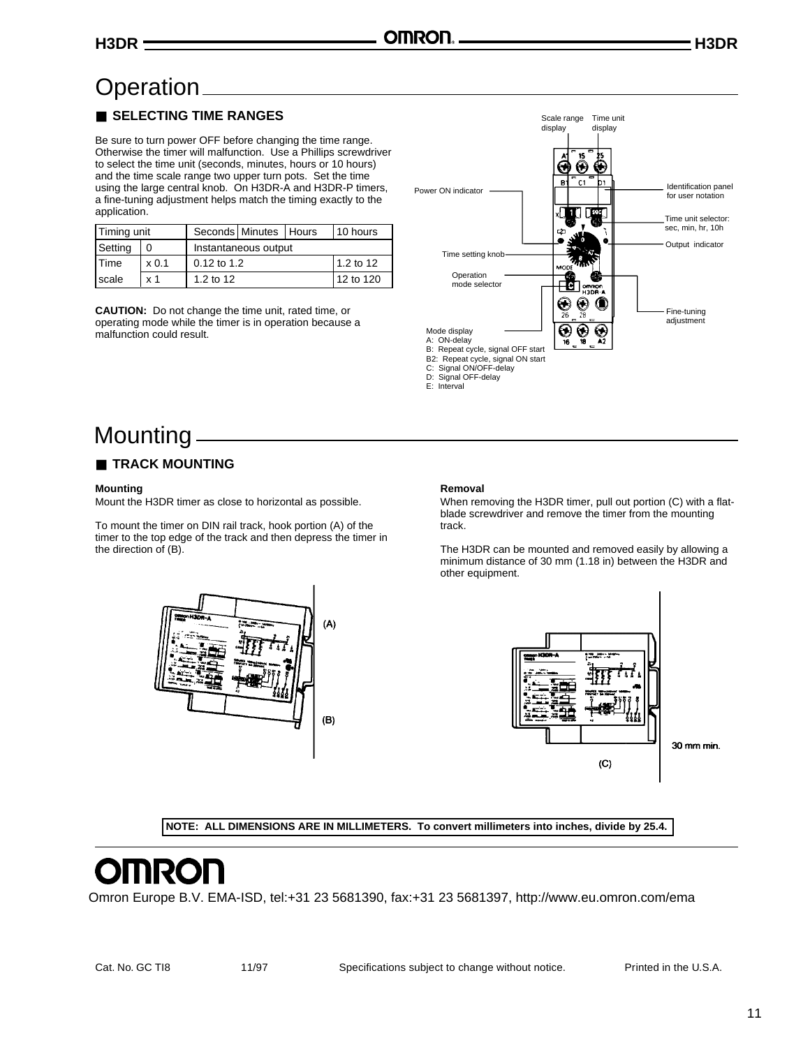# Operation

## ■ SELECTING TIME RANGES

Be sure to turn power OFF before changing the time range. Otherwise the timer will malfunction. Use a Phillips screwdriver to select the time unit (seconds, minutes, hours or 10 hours) and the time scale range two upper turn pots. Set the time using the large central knob. On H3DR-A and H3DR-P timers, a fine-tuning adjustment helps match the timing exactly to the application.

| Timing unit | | Seconds | Minutes | Hours | 10 hours |
|---|---|---|---|---|---|
| Setting | 0 | Instantaneous output | | | |
| Time | x 0.1 | 0.12 to 1.2 | | | 1.2 to 12 |
| scale | x 1 | 1.2 to 12 | | | 12 to 120 |

**CAUTION:** Do not change the time unit, rated time, or operating mode while the timer is in operation because a malfunction could result.

Scale range display
Time unit display
Power ON indicator
Identification panel for user notation
Time unit selector: sec, min, hr, 10h
Output indicator
Time setting knob
Operation mode selector
Fine-tuning adjustment

Mode display
A: ON-delay
B: Repeat cycle, signal OFF start
B2: Repeat cycle, signal ON start
C: Signal ON/OFF-delay
D: Signal OFF-delay
E: Interval

# Mounting

## ■ TRACK MOUNTING

**Mounting**

Mount the H3DR timer as close to horizontal as possible.

To mount the timer on DIN rail track, hook portion (A) of the timer to the top edge of the track and then depress the timer in the direction of (B).

(A)
(B)

**Removal**

When removing the H3DR timer, pull out portion (C) with a flat-blade screwdriver and remove the timer from the mounting track.

The H3DR can be mounted and removed easily by allowing a minimum distance of 30 mm (1.18 in) between the H3DR and other equipment.

30 mm min.
(C)

**NOTE: ALL DIMENSIONS ARE IN MILLIMETERS. To convert millimeters into inches, divide by 25.4.**

OMRON

Omron Europe B.V. EMA-ISD, tel:+31 23 5681390, fax:+31 23 5681397, http://www.eu.omron.com/ema

Cat. No. GC TI8 11/97 Specifications subject to change without notice. Printed in the U.S.A.